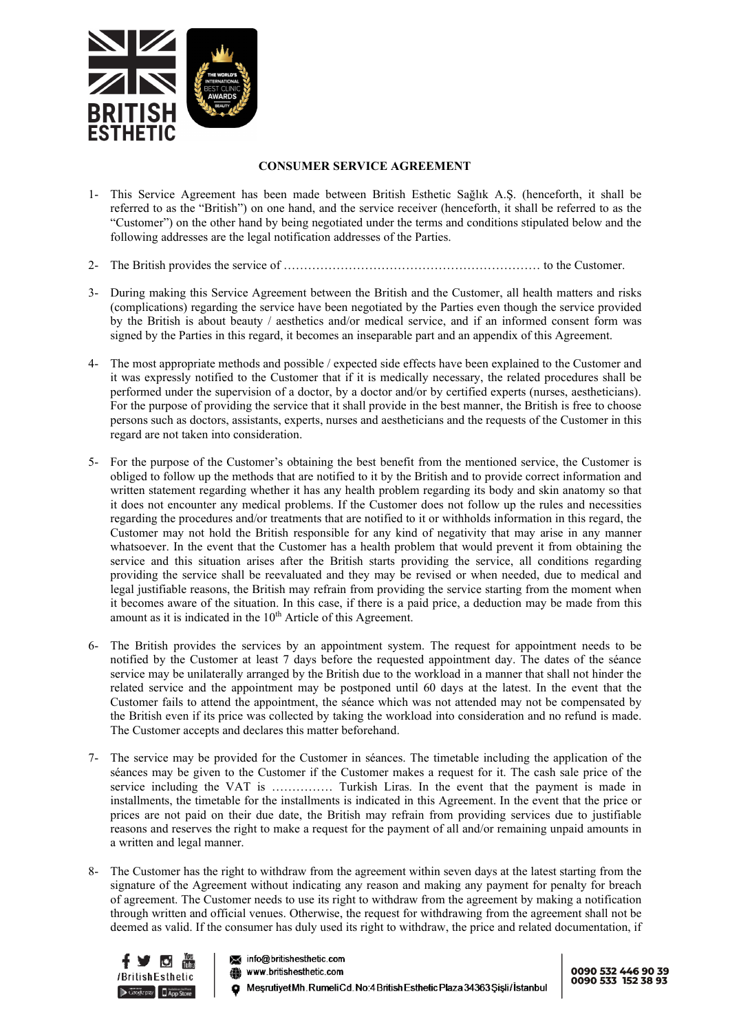# CONSUMER SERVICE AGREEMENT

1- This Service Agreement has been made between British Esthetic Sağlık A.Ş. (henceforth, it shall be referred to as the "British") on one hand, and the service receiver (henceforth, it shall be referred to as the "Customer") on the other hand by being negotiated under the terms and conditions stipulated below and the following addresses are the legal notification addresses of the Parties.

2- The British provides the service of ……………………………………………………… to the Customer.

3- During making this Service Agreement between the British and the Customer, all health matters and risks (complications) regarding the service have been negotiated by the Parties even though the service provided by the British is about beauty / aesthetics and/or medical service, and if an informed consent form was signed by the Parties in this regard, it becomes an inseparable part and an appendix of this Agreement.

4- The most appropriate methods and possible / expected side effects have been explained to the Customer and it was expressly notified to the Customer that if it is medically necessary, the related procedures shall be performed under the supervision of a doctor, by a doctor and/or by certified experts (nurses, aestheticians). For the purpose of providing the service that it shall provide in the best manner, the British is free to choose persons such as doctors, assistants, experts, nurses and aestheticians and the requests of the Customer in this regard are not taken into consideration.

5- For the purpose of the Customer's obtaining the best benefit from the mentioned service, the Customer is obliged to follow up the methods that are notified to it by the British and to provide correct information and written statement regarding whether it has any health problem regarding its body and skin anatomy so that it does not encounter any medical problems. If the Customer does not follow up the rules and necessities regarding the procedures and/or treatments that are notified to it or withholds information in this regard, the Customer may not hold the British responsible for any kind of negativity that may arise in any manner whatsoever. In the event that the Customer has a health problem that would prevent it from obtaining the service and this situation arises after the British starts providing the service, all conditions regarding providing the service shall be reevaluated and they may be revised or when needed, due to medical and legal justifiable reasons, the British may refrain from providing the service starting from the moment when it becomes aware of the situation. In this case, if there is a paid price, a deduction may be made from this amount as it is indicated in the 10th Article of this Agreement.

6- The British provides the services by an appointment system. The request for appointment needs to be notified by the Customer at least 7 days before the requested appointment day. The dates of the séance service may be unilaterally arranged by the British due to the workload in a manner that shall not hinder the related service and the appointment may be postponed until 60 days at the latest. In the event that the Customer fails to attend the appointment, the séance which was not attended may not be compensated by the British even if its price was collected by taking the workload into consideration and no refund is made. The Customer accepts and declares this matter beforehand.

7- The service may be provided for the Customer in séances. The timetable including the application of the séances may be given to the Customer if the Customer makes a request for it. The cash sale price of the service including the VAT is …………… Turkish Liras. In the event that the payment is made in installments, the timetable for the installments is indicated in this Agreement. In the event that the price or prices are not paid on their due date, the British may refrain from providing services due to justifiable reasons and reserves the right to make a request for the payment of all and/or remaining unpaid amounts in a written and legal manner.

8- The Customer has the right to withdraw from the agreement within seven days at the latest starting from the signature of the Agreement without indicating any reason and making any payment for penalty for breach of agreement. The Customer needs to use its right to withdraw from the agreement by making a notification through written and official venues. Otherwise, the request for withdrawing from the agreement shall not be deemed as valid. If the consumer has duly used its right to withdraw, the price and related documentation, if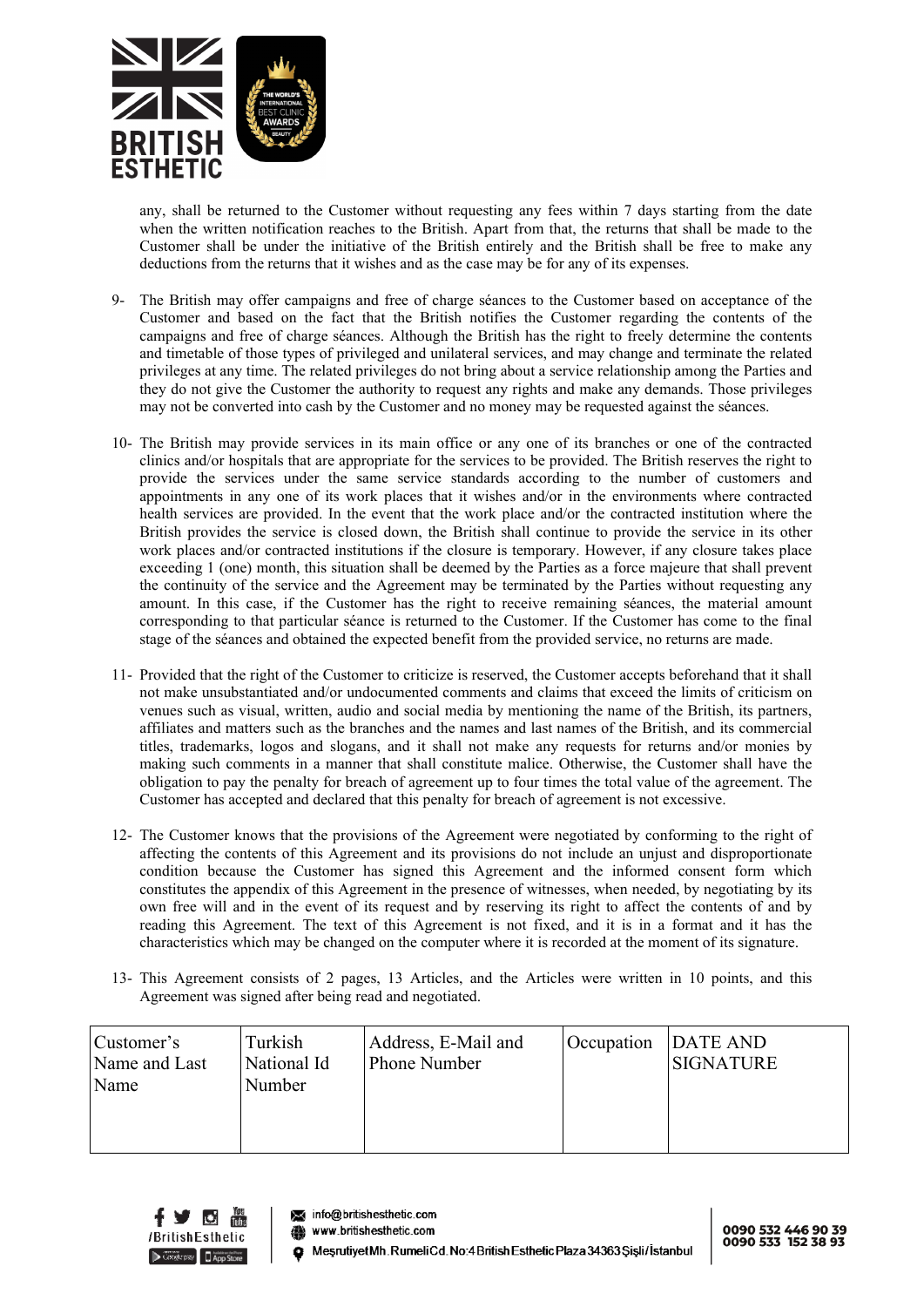any, shall be returned to the Customer without requesting any fees within 7 days starting from the date when the written notification reaches to the British. Apart from that, the returns that shall be made to the Customer shall be under the initiative of the British entirely and the British shall be free to make any deductions from the returns that it wishes and as the case may be for any of its expenses.

9- The British may offer campaigns and free of charge séances to the Customer based on acceptance of the Customer and based on the fact that the British notifies the Customer regarding the contents of the campaigns and free of charge séances. Although the British has the right to freely determine the contents and timetable of those types of privileged and unilateral services, and may change and terminate the related privileges at any time. The related privileges do not bring about a service relationship among the Parties and they do not give the Customer the authority to request any rights and make any demands. Those privileges may not be converted into cash by the Customer and no money may be requested against the séances.

10- The British may provide services in its main office or any one of its branches or one of the contracted clinics and/or hospitals that are appropriate for the services to be provided. The British reserves the right to provide the services under the same service standards according to the number of customers and appointments in any one of its work places that it wishes and/or in the environments where contracted health services are provided. In the event that the work place and/or the contracted institution where the British provides the service is closed down, the British shall continue to provide the service in its other work places and/or contracted institutions if the closure is temporary. However, if any closure takes place exceeding 1 (one) month, this situation shall be deemed by the Parties as a force majeure that shall prevent the continuity of the service and the Agreement may be terminated by the Parties without requesting any amount. In this case, if the Customer has the right to receive remaining séances, the material amount corresponding to that particular séance is returned to the Customer. If the Customer has come to the final stage of the séances and obtained the expected benefit from the provided service, no returns are made.

11- Provided that the right of the Customer to criticize is reserved, the Customer accepts beforehand that it shall not make unsubstantiated and/or undocumented comments and claims that exceed the limits of criticism on venues such as visual, written, audio and social media by mentioning the name of the British, its partners, affiliates and matters such as the branches and the names and last names of the British, and its commercial titles, trademarks, logos and slogans, and it shall not make any requests for returns and/or monies by making such comments in a manner that shall constitute malice. Otherwise, the Customer shall have the obligation to pay the penalty for breach of agreement up to four times the total value of the agreement. The Customer has accepted and declared that this penalty for breach of agreement is not excessive.

12- The Customer knows that the provisions of the Agreement were negotiated by conforming to the right of affecting the contents of this Agreement and its provisions do not include an unjust and disproportionate condition because the Customer has signed this Agreement and the informed consent form which constitutes the appendix of this Agreement in the presence of witnesses, when needed, by negotiating by its own free will and in the event of its request and by reserving its right to affect the contents of and by reading this Agreement. The text of this Agreement is not fixed, and it is in a format and it has the characteristics which may be changed on the computer where it is recorded at the moment of its signature.

13- This Agreement consists of 2 pages, 13 Articles, and the Articles were written in 10 points, and this Agreement was signed after being read and negotiated.

| Customer's Name and Last Name | Turkish National Id Number | Address, E-Mail and Phone Number | Occupation | DATE AND SIGNATURE |
|---|---|---|---|---|
| | | | | |